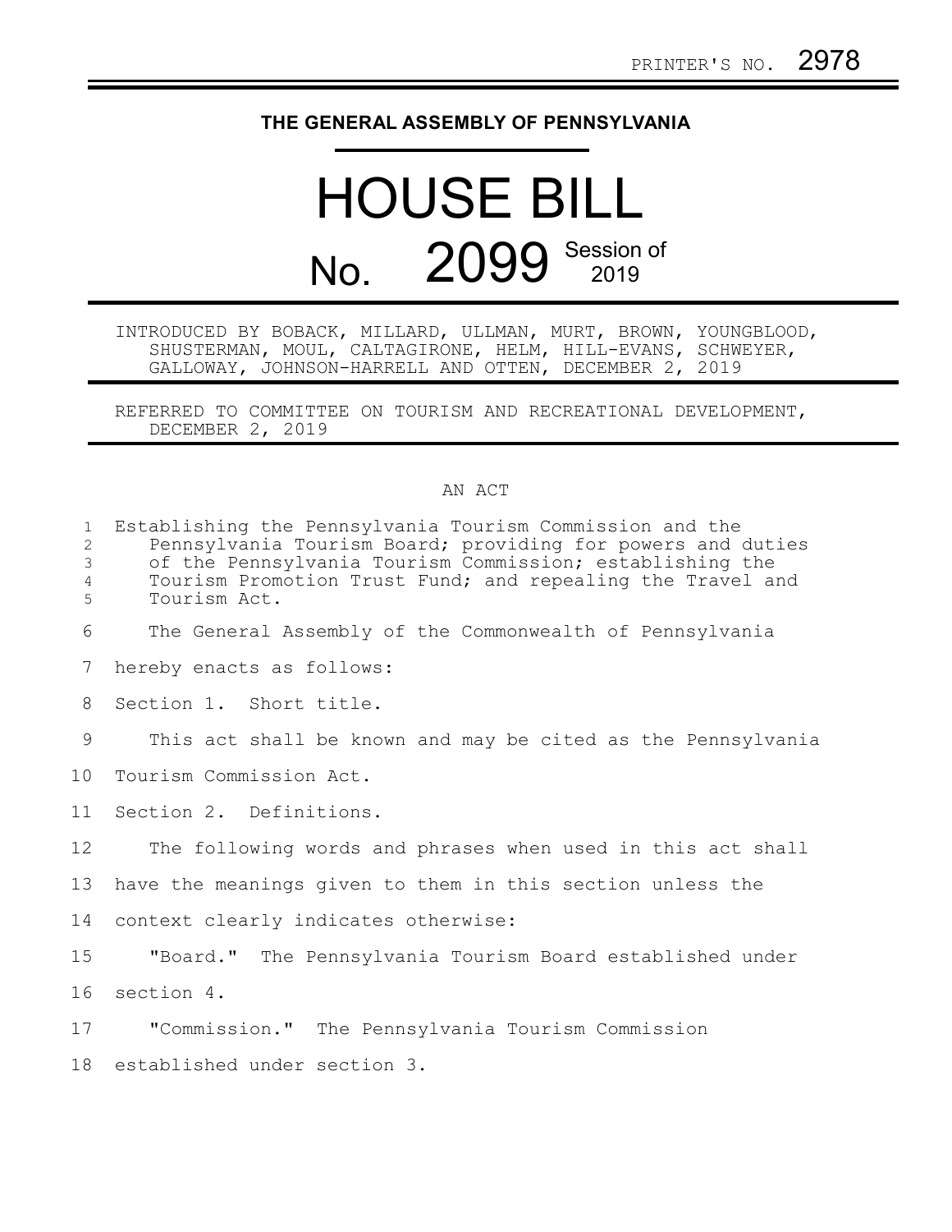PRINTER'S NO. 2978

**THE GENERAL ASSEMBLY OF PENNSYLVANIA**

# HOUSE BILL

## No. 2099 Session of 2019

INTRODUCED BY BOBACK, MILLARD, ULLMAN, MURT, BROWN, YOUNGBLOOD, SHUSTERMAN, MOUL, CALTAGIRONE, HELM, HILL-EVANS, SCHWEYER, GALLOWAY, JOHNSON-HARRELL AND OTTEN, DECEMBER 2, 2019

REFERRED TO COMMITTEE ON TOURISM AND RECREATIONAL DEVELOPMENT, DECEMBER 2, 2019

AN ACT

Establishing the Pennsylvania Tourism Commission and the Pennsylvania Tourism Board; providing for powers and duties of the Pennsylvania Tourism Commission; establishing the Tourism Promotion Trust Fund; and repealing the Travel and Tourism Act.

The General Assembly of the Commonwealth of Pennsylvania hereby enacts as follows:

Section 1. Short title.

This act shall be known and may be cited as the Pennsylvania Tourism Commission Act.

Section 2. Definitions.

The following words and phrases when used in this act shall have the meanings given to them in this section unless the context clearly indicates otherwise:

"Board." The Pennsylvania Tourism Board established under section 4.

"Commission." The Pennsylvania Tourism Commission established under section 3.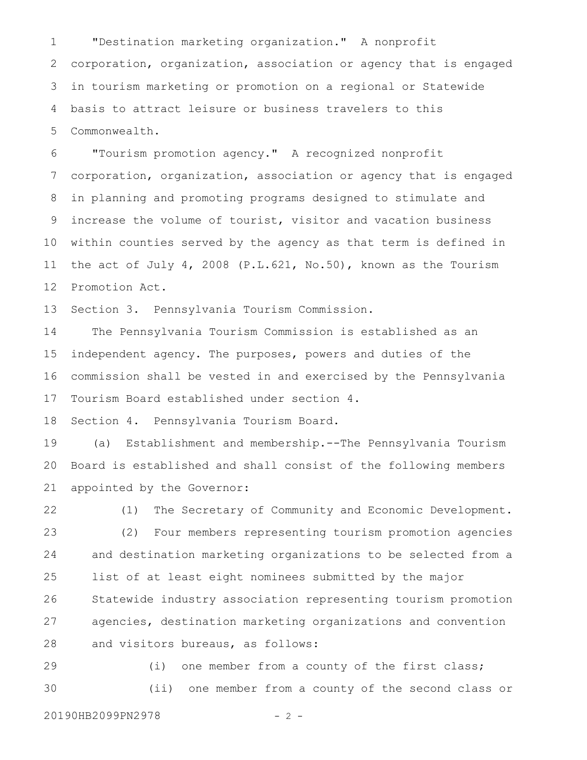"Destination marketing organization." A nonprofit corporation, organization, association or agency that is engaged in tourism marketing or promotion on a regional or Statewide basis to attract leisure or business travelers to this Commonwealth.

"Tourism promotion agency." A recognized nonprofit corporation, organization, association or agency that is engaged in planning and promoting programs designed to stimulate and increase the volume of tourist, visitor and vacation business within counties served by the agency as that term is defined in the act of July 4, 2008 (P.L.621, No.50), known as the Tourism Promotion Act.

Section 3. Pennsylvania Tourism Commission.

The Pennsylvania Tourism Commission is established as an independent agency. The purposes, powers and duties of the commission shall be vested in and exercised by the Pennsylvania Tourism Board established under section 4.

Section 4. Pennsylvania Tourism Board.

(a) Establishment and membership.--The Pennsylvania Tourism Board is established and shall consist of the following members appointed by the Governor:

(1) The Secretary of Community and Economic Development.

(2) Four members representing tourism promotion agencies and destination marketing organizations to be selected from a list of at least eight nominees submitted by the major Statewide industry association representing tourism promotion agencies, destination marketing organizations and convention and visitors bureaus, as follows:

(i) one member from a county of the first class;

(ii) one member from a county of the second class or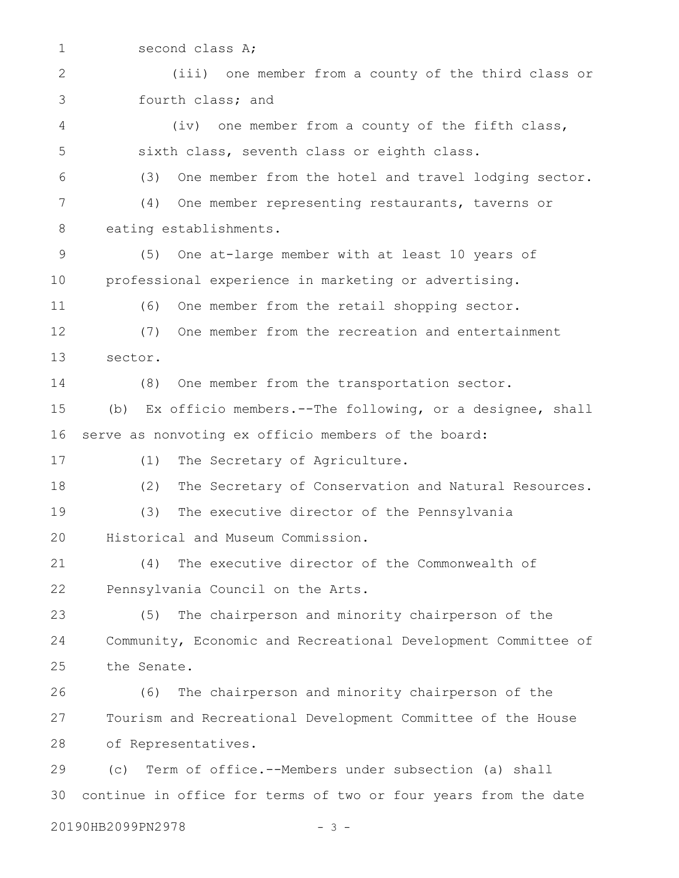second class A;

(iii) one member from a county of the third class or fourth class; and

(iv) one member from a county of the fifth class, sixth class, seventh class or eighth class.

(3) One member from the hotel and travel lodging sector.

(4) One member representing restaurants, taverns or eating establishments.

(5) One at-large member with at least 10 years of professional experience in marketing or advertising.

(6) One member from the retail shopping sector.

(7) One member from the recreation and entertainment sector.

(8) One member from the transportation sector.

(b) Ex officio members.--The following, or a designee, shall serve as nonvoting ex officio members of the board:

(1) The Secretary of Agriculture.

(2) The Secretary of Conservation and Natural Resources.

(3) The executive director of the Pennsylvania Historical and Museum Commission.

(4) The executive director of the Commonwealth of Pennsylvania Council on the Arts.

(5) The chairperson and minority chairperson of the Community, Economic and Recreational Development Committee of the Senate.

(6) The chairperson and minority chairperson of the Tourism and Recreational Development Committee of the House of Representatives.

(c) Term of office.--Members under subsection (a) shall continue in office for terms of two or four years from the date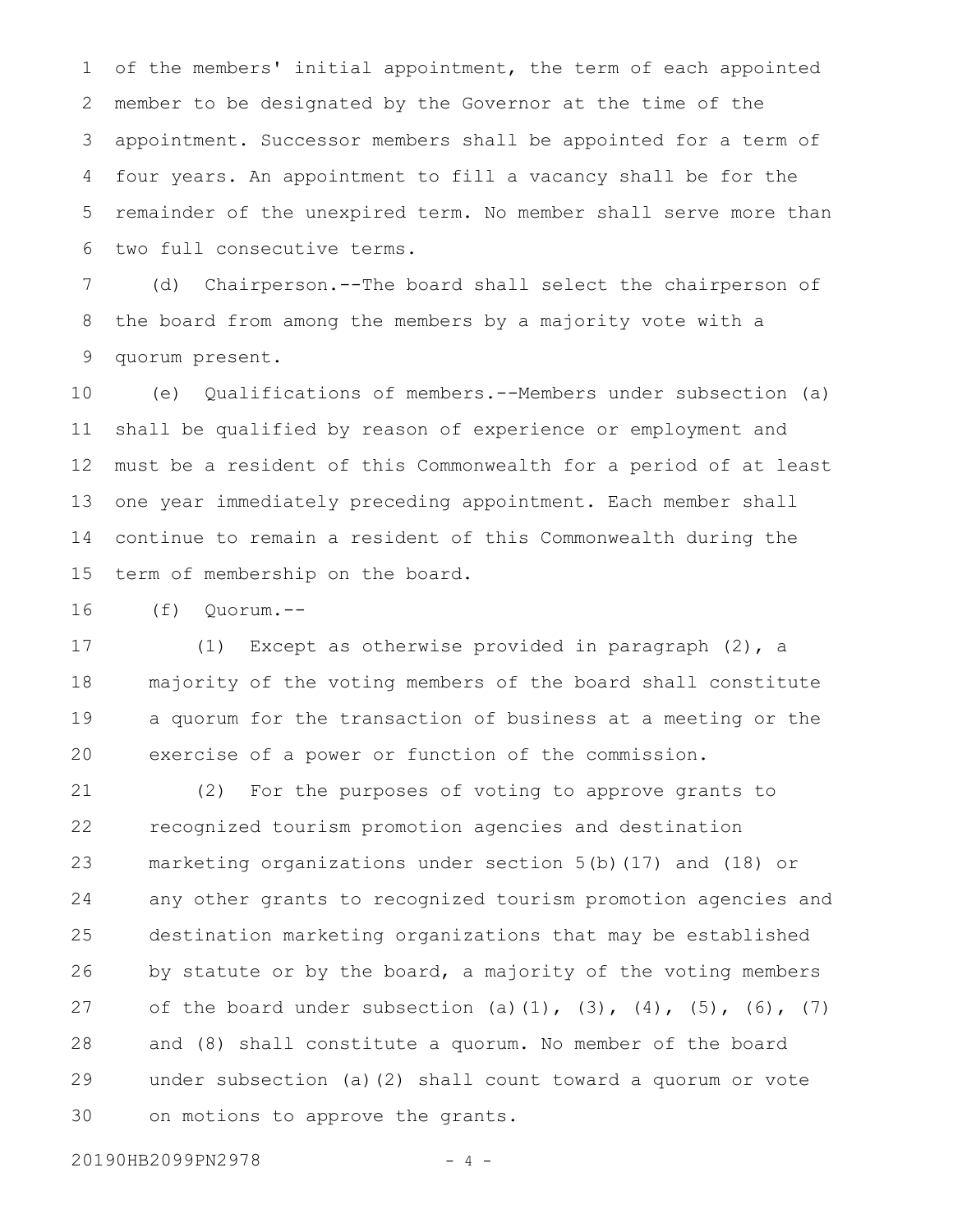of the members' initial appointment, the term of each appointed member to be designated by the Governor at the time of the appointment. Successor members shall be appointed for a term of four years. An appointment to fill a vacancy shall be for the remainder of the unexpired term. No member shall serve more than two full consecutive terms.

(d) Chairperson.--The board shall select the chairperson of the board from among the members by a majority vote with a quorum present.

(e) Qualifications of members.--Members under subsection (a) shall be qualified by reason of experience or employment and must be a resident of this Commonwealth for a period of at least one year immediately preceding appointment. Each member shall continue to remain a resident of this Commonwealth during the term of membership on the board.

(f) Quorum.--

(1) Except as otherwise provided in paragraph (2), a majority of the voting members of the board shall constitute a quorum for the transaction of business at a meeting or the exercise of a power or function of the commission.

(2) For the purposes of voting to approve grants to recognized tourism promotion agencies and destination marketing organizations under section 5(b)(17) and (18) or any other grants to recognized tourism promotion agencies and destination marketing organizations that may be established by statute or by the board, a majority of the voting members of the board under subsection (a)(1), (3), (4), (5), (6), (7) and (8) shall constitute a quorum. No member of the board under subsection (a)(2) shall count toward a quorum or vote on motions to approve the grants.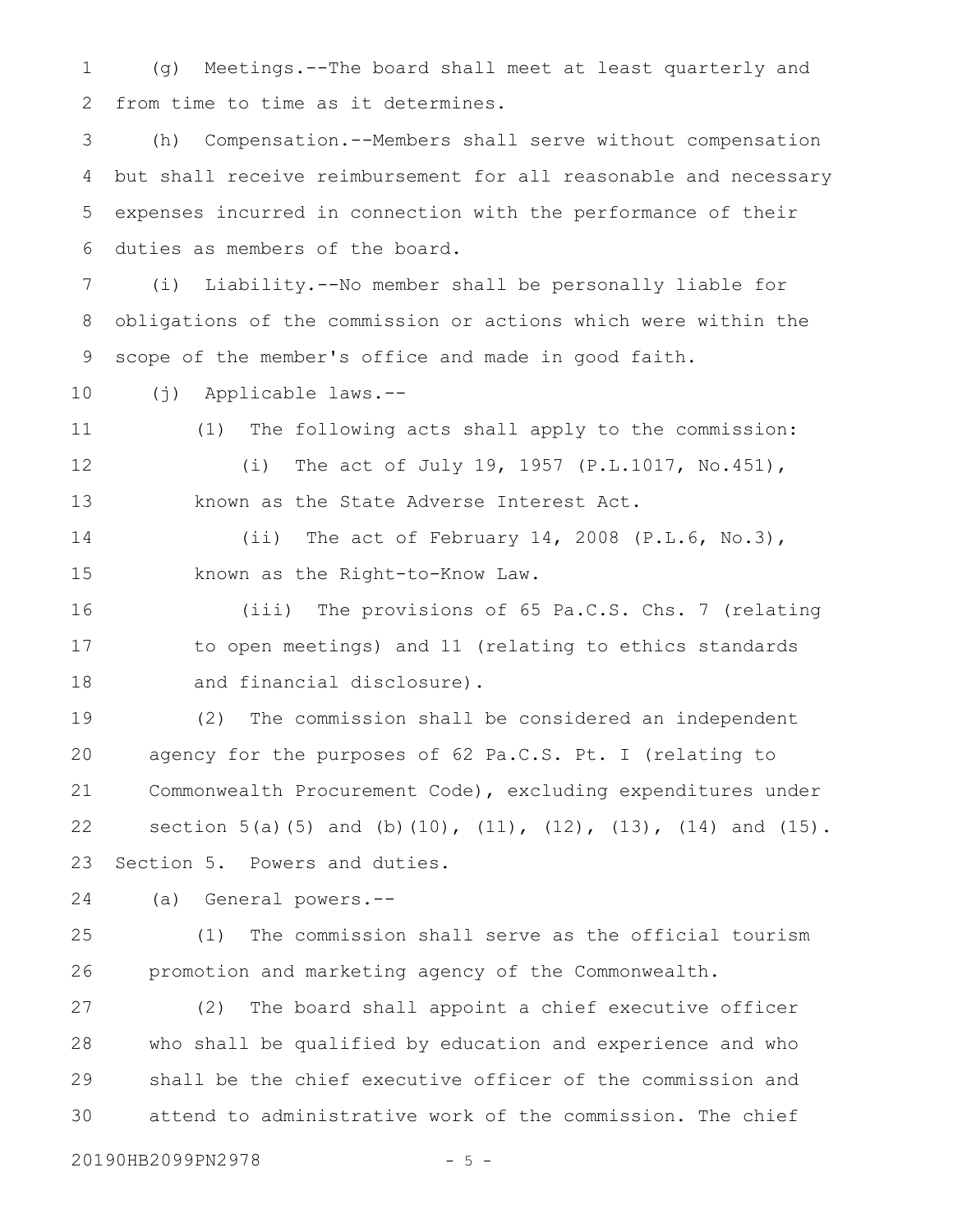(g) Meetings.--The board shall meet at least quarterly and from time to time as it determines.

(h) Compensation.--Members shall serve without compensation but shall receive reimbursement for all reasonable and necessary expenses incurred in connection with the performance of their duties as members of the board.

(i) Liability.--No member shall be personally liable for obligations of the commission or actions which were within the scope of the member's office and made in good faith.

(j) Applicable laws.--

(1) The following acts shall apply to the commission:

(i) The act of July 19, 1957 (P.L.1017, No.451), known as the State Adverse Interest Act.

(ii) The act of February 14, 2008 (P.L.6, No.3), known as the Right-to-Know Law.

(iii) The provisions of 65 Pa.C.S. Chs. 7 (relating to open meetings) and 11 (relating to ethics standards and financial disclosure).

(2) The commission shall be considered an independent agency for the purposes of 62 Pa.C.S. Pt. I (relating to Commonwealth Procurement Code), excluding expenditures under section 5(a)(5) and (b)(10), (11), (12), (13), (14) and (15).

Section 5. Powers and duties.

(a) General powers.--

(1) The commission shall serve as the official tourism promotion and marketing agency of the Commonwealth.

(2) The board shall appoint a chief executive officer who shall be qualified by education and experience and who shall be the chief executive officer of the commission and attend to administrative work of the commission. The chief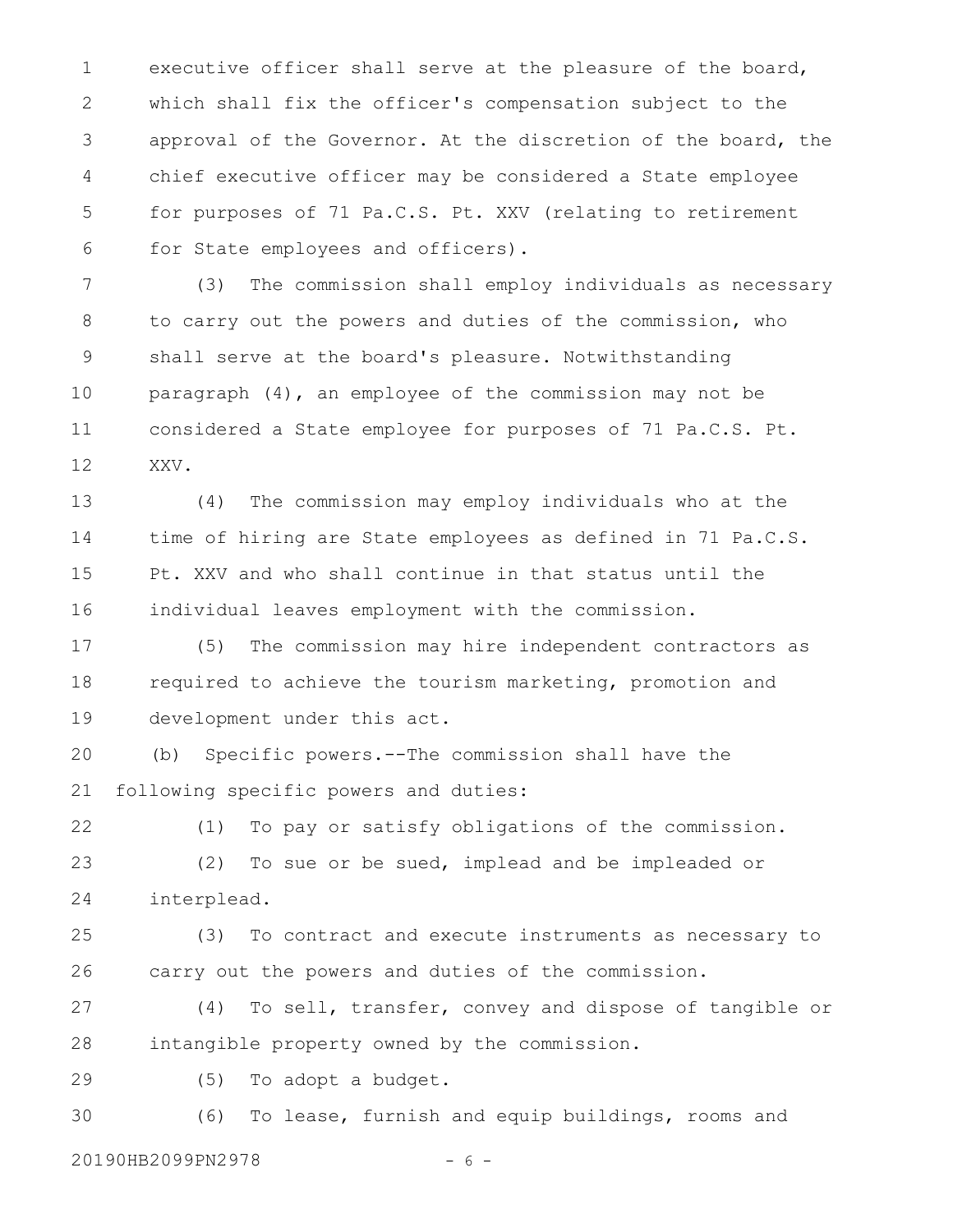executive officer shall serve at the pleasure of the board, which shall fix the officer's compensation subject to the approval of the Governor. At the discretion of the board, the chief executive officer may be considered a State employee for purposes of 71 Pa.C.S. Pt. XXV (relating to retirement for State employees and officers).

(3) The commission shall employ individuals as necessary to carry out the powers and duties of the commission, who shall serve at the board's pleasure. Notwithstanding paragraph (4), an employee of the commission may not be considered a State employee for purposes of 71 Pa.C.S. Pt. XXV.

(4) The commission may employ individuals who at the time of hiring are State employees as defined in 71 Pa.C.S. Pt. XXV and who shall continue in that status until the individual leaves employment with the commission.

(5) The commission may hire independent contractors as required to achieve the tourism marketing, promotion and development under this act.

(b) Specific powers.--The commission shall have the following specific powers and duties:

(1) To pay or satisfy obligations of the commission.

(2) To sue or be sued, implead and be impleaded or interplead.

(3) To contract and execute instruments as necessary to carry out the powers and duties of the commission.

(4) To sell, transfer, convey and dispose of tangible or intangible property owned by the commission.

(5) To adopt a budget.

(6) To lease, furnish and equip buildings, rooms and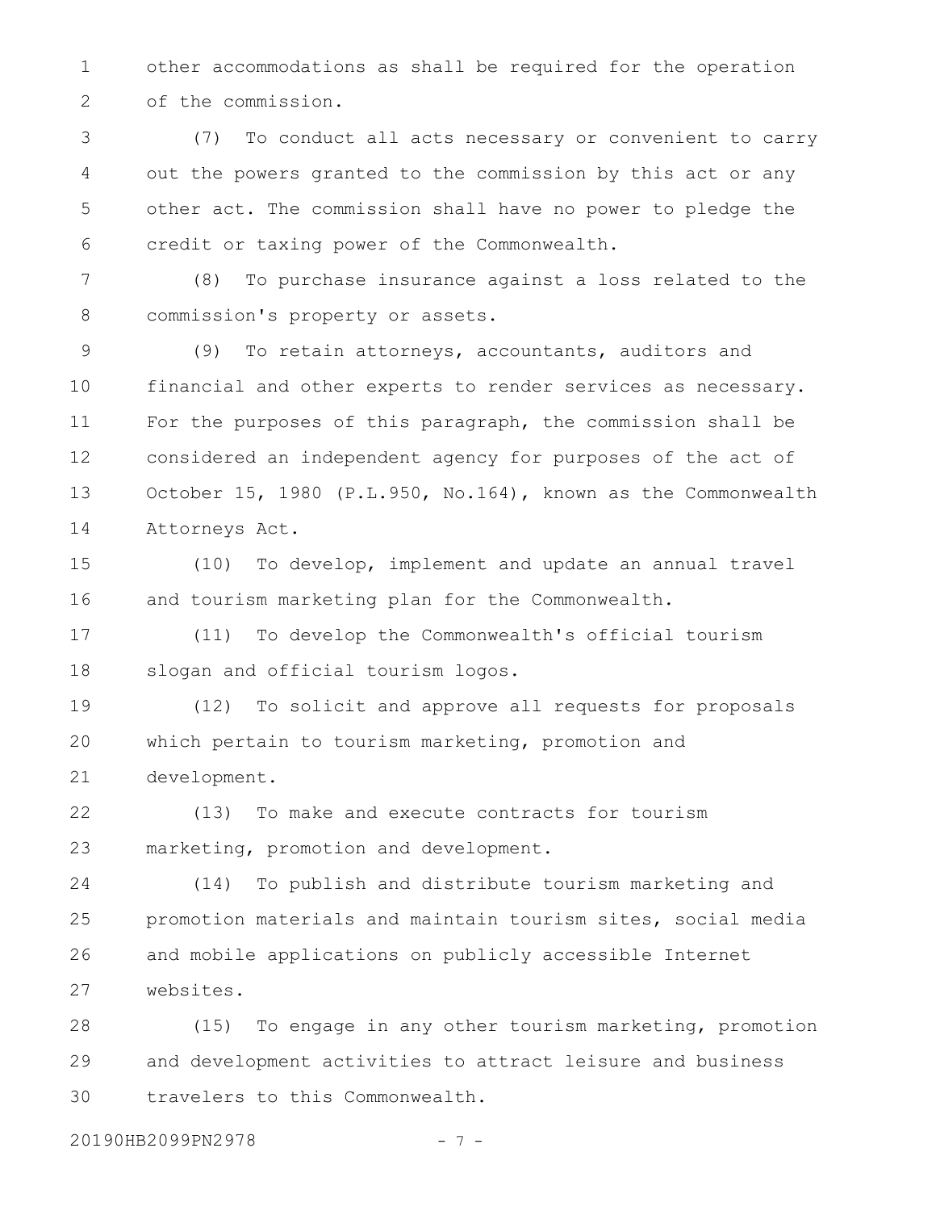other accommodations as shall be required for the operation of the commission.

(7) To conduct all acts necessary or convenient to carry out the powers granted to the commission by this act or any other act. The commission shall have no power to pledge the credit or taxing power of the Commonwealth.

(8) To purchase insurance against a loss related to the commission's property or assets.

(9) To retain attorneys, accountants, auditors and financial and other experts to render services as necessary. For the purposes of this paragraph, the commission shall be considered an independent agency for purposes of the act of October 15, 1980 (P.L.950, No.164), known as the Commonwealth Attorneys Act.

(10) To develop, implement and update an annual travel and tourism marketing plan for the Commonwealth.

(11) To develop the Commonwealth's official tourism slogan and official tourism logos.

(12) To solicit and approve all requests for proposals which pertain to tourism marketing, promotion and development.

(13) To make and execute contracts for tourism marketing, promotion and development.

(14) To publish and distribute tourism marketing and promotion materials and maintain tourism sites, social media and mobile applications on publicly accessible Internet websites.

(15) To engage in any other tourism marketing, promotion and development activities to attract leisure and business travelers to this Commonwealth.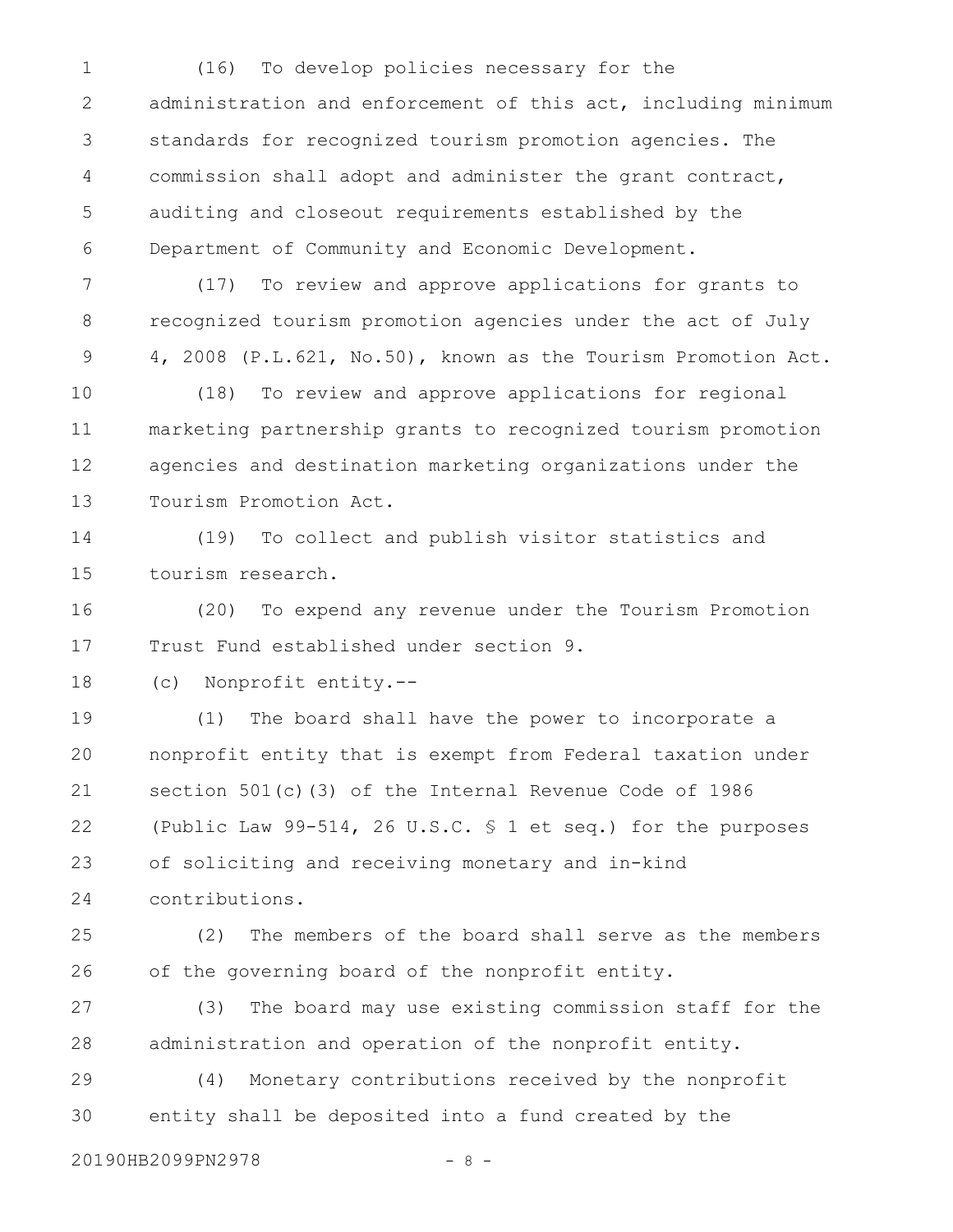(16) To develop policies necessary for the administration and enforcement of this act, including minimum standards for recognized tourism promotion agencies. The commission shall adopt and administer the grant contract, auditing and closeout requirements established by the Department of Community and Economic Development.

(17) To review and approve applications for grants to recognized tourism promotion agencies under the act of July 4, 2008 (P.L.621, No.50), known as the Tourism Promotion Act.

(18) To review and approve applications for regional marketing partnership grants to recognized tourism promotion agencies and destination marketing organizations under the Tourism Promotion Act.

(19) To collect and publish visitor statistics and tourism research.

(20) To expend any revenue under the Tourism Promotion Trust Fund established under section 9.

(c) Nonprofit entity.--

(1) The board shall have the power to incorporate a nonprofit entity that is exempt from Federal taxation under section 501(c)(3) of the Internal Revenue Code of 1986 (Public Law 99-514, 26 U.S.C. § 1 et seq.) for the purposes of soliciting and receiving monetary and in-kind contributions.

(2) The members of the board shall serve as the members of the governing board of the nonprofit entity.

(3) The board may use existing commission staff for the administration and operation of the nonprofit entity.

(4) Monetary contributions received by the nonprofit entity shall be deposited into a fund created by the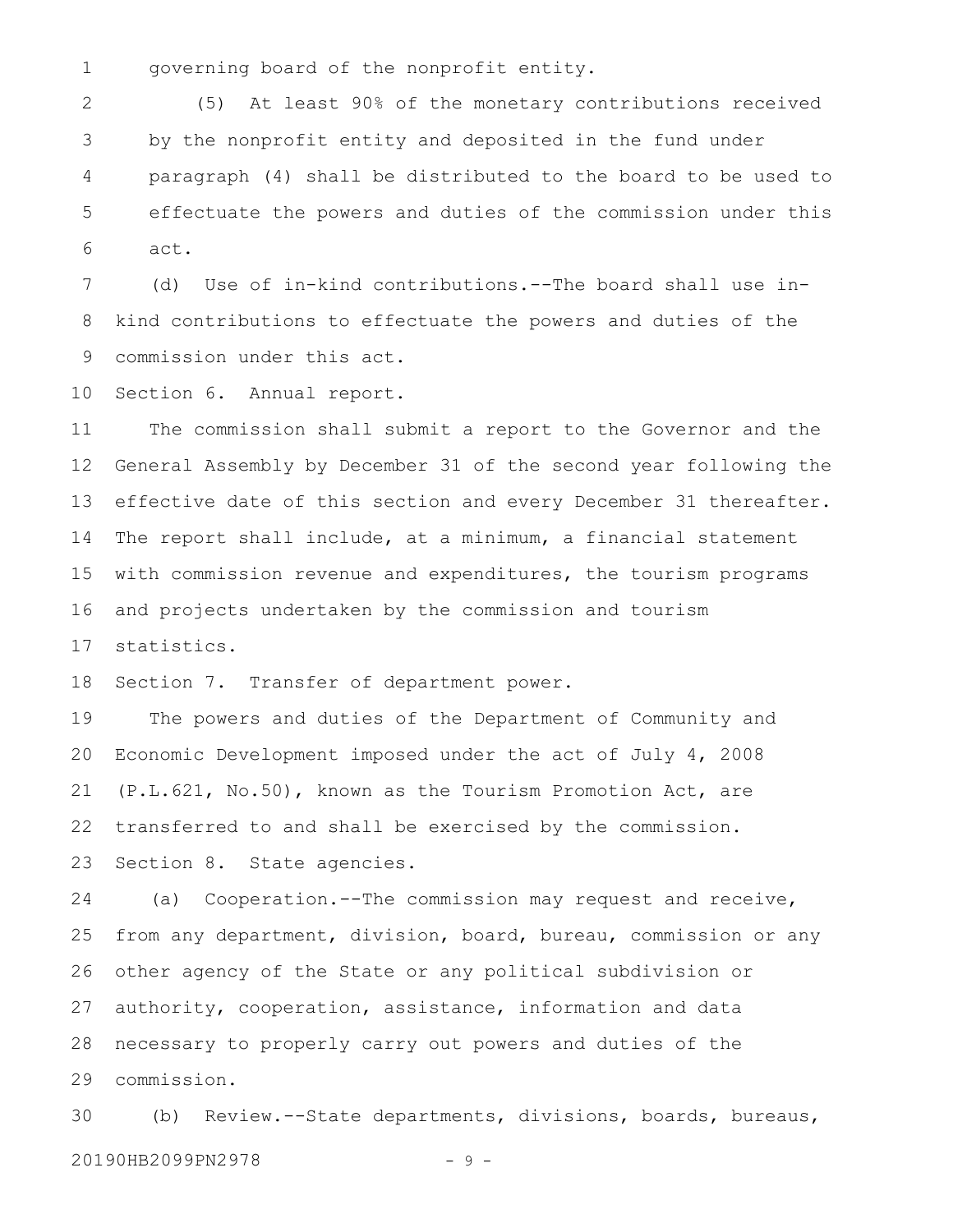governing board of the nonprofit entity.

(5) At least 90% of the monetary contributions received by the nonprofit entity and deposited in the fund under paragraph (4) shall be distributed to the board to be used to effectuate the powers and duties of the commission under this act.

(d) Use of in-kind contributions.--The board shall use in-kind contributions to effectuate the powers and duties of the commission under this act.

Section 6. Annual report.

The commission shall submit a report to the Governor and the General Assembly by December 31 of the second year following the effective date of this section and every December 31 thereafter. The report shall include, at a minimum, a financial statement with commission revenue and expenditures, the tourism programs and projects undertaken by the commission and tourism statistics.

Section 7. Transfer of department power.

The powers and duties of the Department of Community and Economic Development imposed under the act of July 4, 2008 (P.L.621, No.50), known as the Tourism Promotion Act, are transferred to and shall be exercised by the commission.

Section 8. State agencies.

(a) Cooperation.--The commission may request and receive, from any department, division, board, bureau, commission or any other agency of the State or any political subdivision or authority, cooperation, assistance, information and data necessary to properly carry out powers and duties of the commission.

(b) Review.--State departments, divisions, boards, bureaus,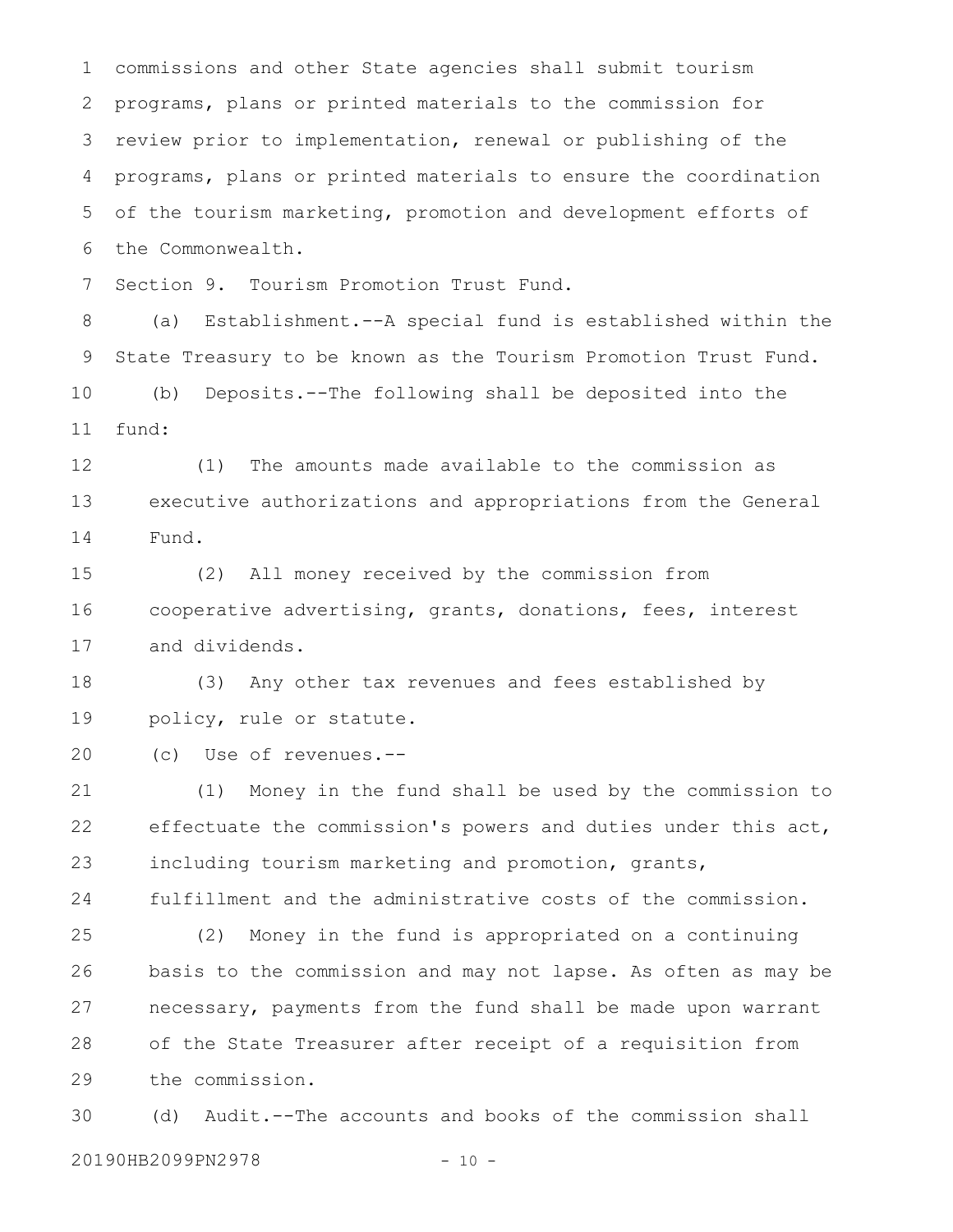commissions and other State agencies shall submit tourism programs, plans or printed materials to the commission for review prior to implementation, renewal or publishing of the programs, plans or printed materials to ensure the coordination of the tourism marketing, promotion and development efforts of the Commonwealth.

Section 9. Tourism Promotion Trust Fund.

(a) Establishment.--A special fund is established within the State Treasury to be known as the Tourism Promotion Trust Fund.

(b) Deposits.--The following shall be deposited into the fund:

(1) The amounts made available to the commission as executive authorizations and appropriations from the General Fund.

(2) All money received by the commission from cooperative advertising, grants, donations, fees, interest and dividends.

(3) Any other tax revenues and fees established by policy, rule or statute.

(c) Use of revenues.--

(1) Money in the fund shall be used by the commission to effectuate the commission's powers and duties under this act, including tourism marketing and promotion, grants, fulfillment and the administrative costs of the commission.

(2) Money in the fund is appropriated on a continuing basis to the commission and may not lapse. As often as may be necessary, payments from the fund shall be made upon warrant of the State Treasurer after receipt of a requisition from the commission.

(d) Audit.--The accounts and books of the commission shall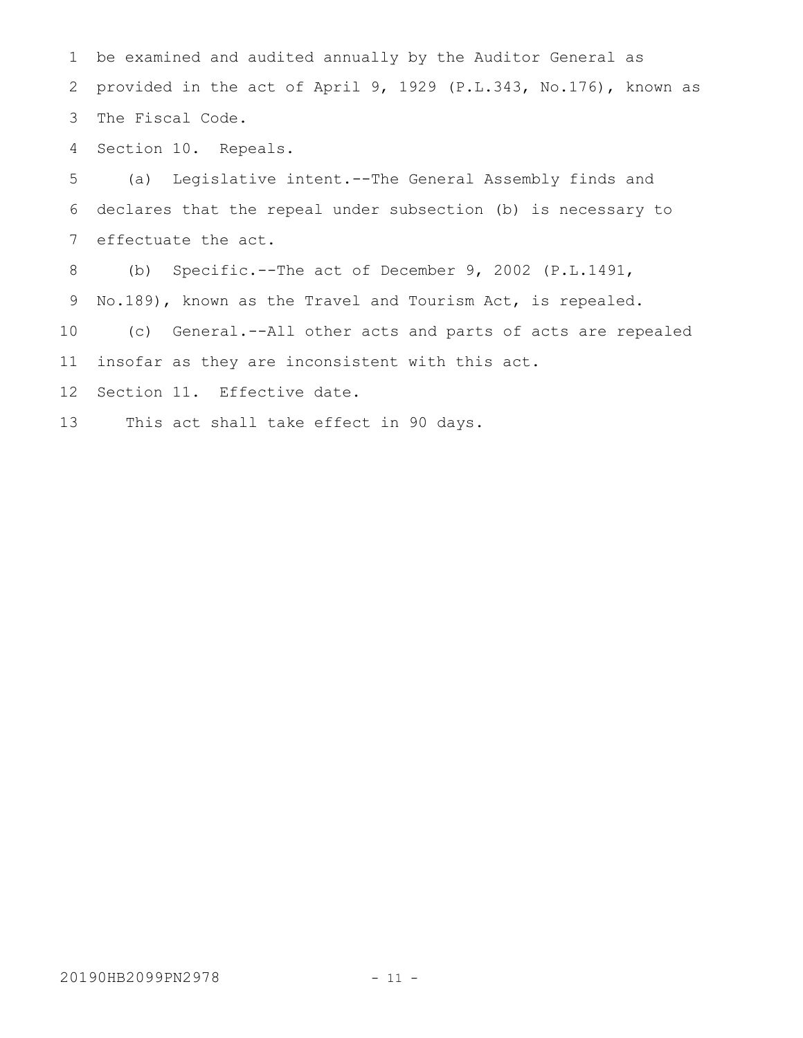be examined and audited annually by the Auditor General as provided in the act of April 9, 1929 (P.L.343, No.176), known as The Fiscal Code.

Section 10. Repeals.

(a) Legislative intent.--The General Assembly finds and declares that the repeal under subsection (b) is necessary to effectuate the act.

(b) Specific.--The act of December 9, 2002 (P.L.1491, No.189), known as the Travel and Tourism Act, is repealed.

(c) General.--All other acts and parts of acts are repealed insofar as they are inconsistent with this act.

Section 11. Effective date.

This act shall take effect in 90 days.